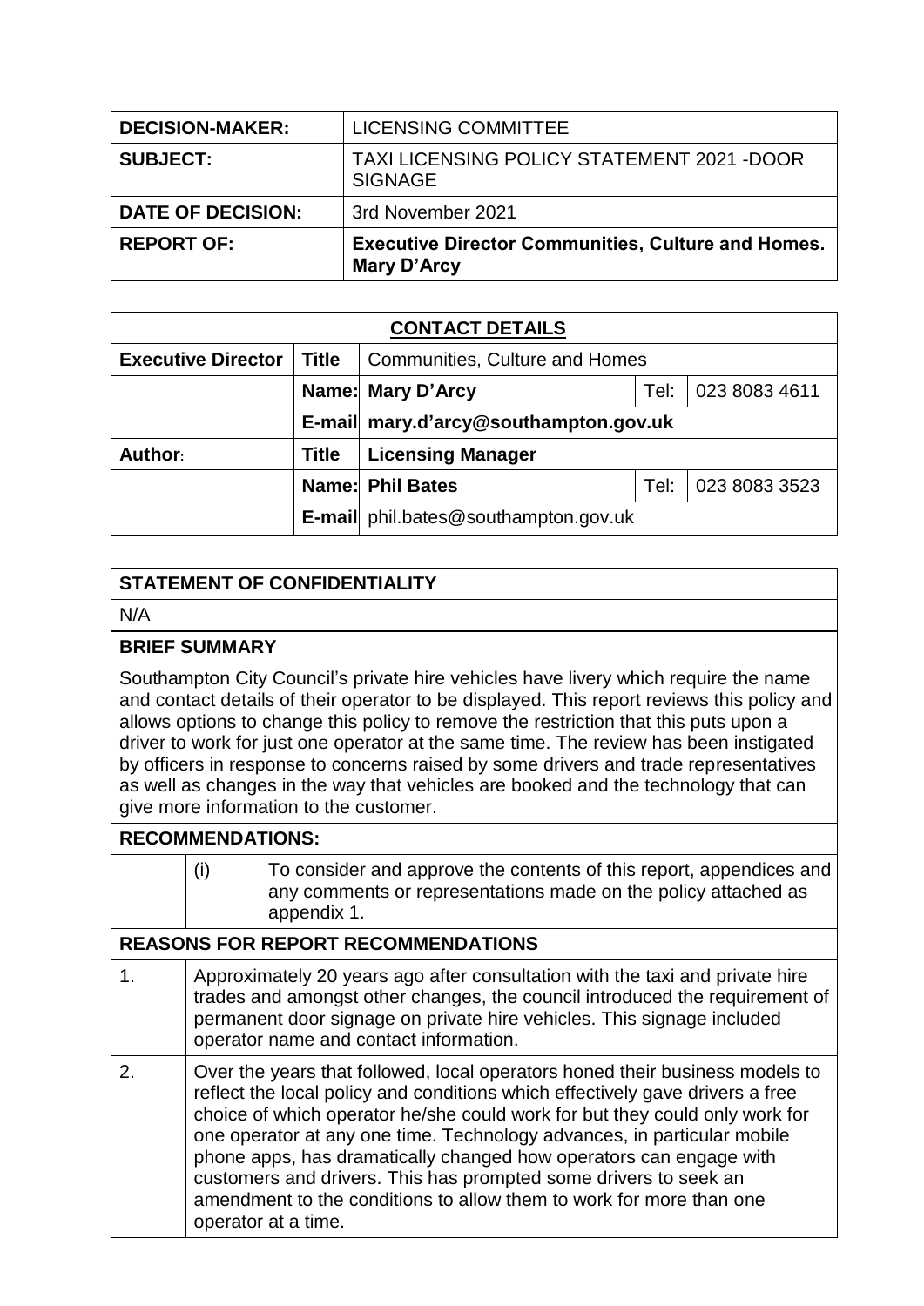| | |
|---|---|
| **DECISION-MAKER:** | LICENSING COMMITTEE |
| **SUBJECT:** | TAXI LICENSING POLICY STATEMENT 2021 -DOOR SIGNAGE |
| **DATE OF DECISION:** | 3rd November 2021 |
| **REPORT OF:** | **Executive Director Communities, Culture and Homes. Mary D'Arcy** |

| **CONTACT DETAILS** | | | | |
|---|---|---|---|---|
| **Executive Director** | **Title** | Communities, Culture and Homes | | |
| | **Name:** | **Mary D'Arcy** | Tel: | 023 8083 4611 |
| | **E-mail** | **mary.d'arcy@southampton.gov.uk** | | |
| **Author:** | **Title** | **Licensing Manager** | | |
| | **Name:** | **Phil Bates** | Tel: | 023 8083 3523 |
| | **E-mail** | phil.bates@southampton.gov.uk | | |

## STATEMENT OF CONFIDENTIALITY

N/A

## BRIEF SUMMARY

Southampton City Council's private hire vehicles have livery which require the name and contact details of their operator to be displayed. This report reviews this policy and allows options to change this policy to remove the restriction that this puts upon a driver to work for just one operator at the same time. The review has been instigated by officers in response to concerns raised by some drivers and trade representatives as well as changes in the way that vehicles are booked and the technology that can give more information to the customer.

## RECOMMENDATIONS:

| | |
|---|---|
| (i) | To consider and approve the contents of this report, appendices and any comments or representations made on the policy attached as appendix 1. |

## REASONS FOR REPORT RECOMMENDATIONS

| | |
|---|---|
| 1. | Approximately 20 years ago after consultation with the taxi and private hire trades and amongst other changes, the council introduced the requirement of permanent door signage on private hire vehicles. This signage included operator name and contact information. |
| 2. | Over the years that followed, local operators honed their business models to reflect the local policy and conditions which effectively gave drivers a free choice of which operator he/she could work for but they could only work for one operator at any one time. Technology advances, in particular mobile phone apps, has dramatically changed how operators can engage with customers and drivers. This has prompted some drivers to seek an amendment to the conditions to allow them to work for more than one operator at a time. |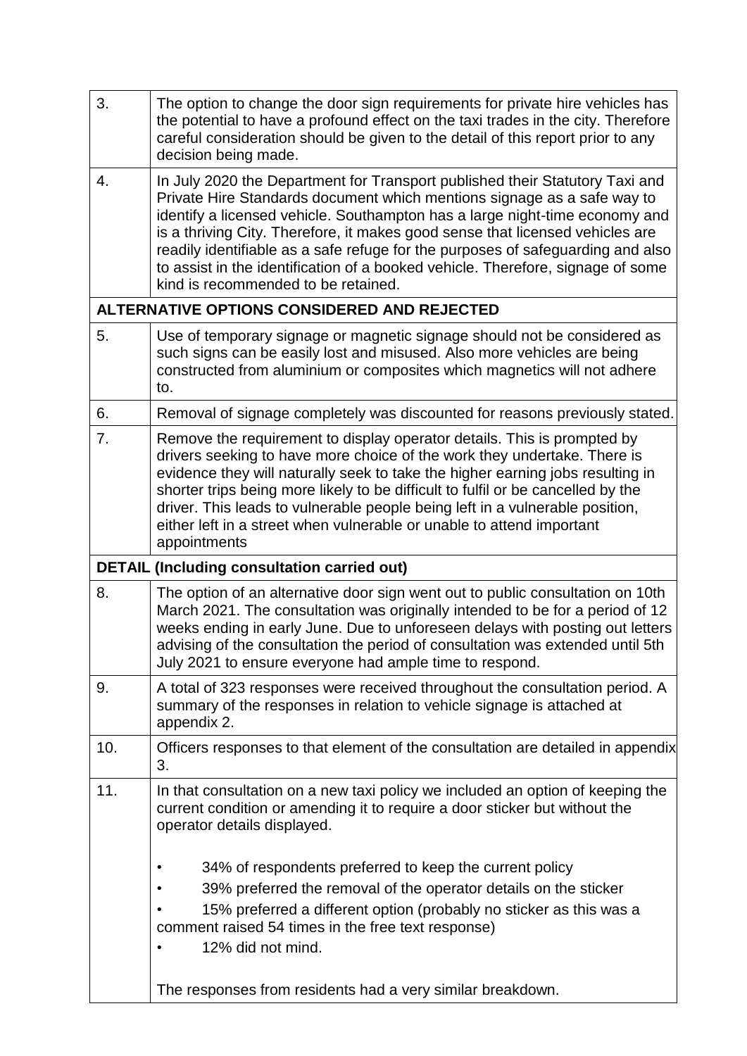| | |
|---|---|
| 3. | The option to change the door sign requirements for private hire vehicles has the potential to have a profound effect on the taxi trades in the city. Therefore careful consideration should be given to the detail of this report prior to any decision being made. |
| 4. | In July 2020 the Department for Transport published their Statutory Taxi and Private Hire Standards document which mentions signage as a safe way to identify a licensed vehicle. Southampton has a large night-time economy and is a thriving City. Therefore, it makes good sense that licensed vehicles are readily identifiable as a safe refuge for the purposes of safeguarding and also to assist in the identification of a booked vehicle. Therefore, signage of some kind is recommended to be retained. |
| **ALTERNATIVE OPTIONS CONSIDERED AND REJECTED** | |
| 5. | Use of temporary signage or magnetic signage should not be considered as such signs can be easily lost and misused. Also more vehicles are being constructed from aluminium or composites which magnetics will not adhere to. |
| 6. | Removal of signage completely was discounted for reasons previously stated. |
| 7. | Remove the requirement to display operator details. This is prompted by drivers seeking to have more choice of the work they undertake. There is evidence they will naturally seek to take the higher earning jobs resulting in shorter trips being more likely to be difficult to fulfil or be cancelled by the driver. This leads to vulnerable people being left in a vulnerable position, either left in a street when vulnerable or unable to attend important appointments |
| **DETAIL (Including consultation carried out)** | |
| 8. | The option of an alternative door sign went out to public consultation on 10th March 2021. The consultation was originally intended to be for a period of 12 weeks ending in early June. Due to unforeseen delays with posting out letters advising of the consultation the period of consultation was extended until 5th July 2021 to ensure everyone had ample time to respond. |
| 9. | A total of 323 responses were received throughout the consultation period. A summary of the responses in relation to vehicle signage is attached at appendix 2. |
| 10. | Officers responses to that element of the consultation are detailed in appendix 3. |
| 11. | In that consultation on a new taxi policy we included an option of keeping the current condition or amending it to require a door sticker but without the operator details displayed.<br><br>• 34% of respondents preferred to keep the current policy<br>• 39% preferred the removal of the operator details on the sticker<br>• 15% preferred a different option (probably no sticker as this was a comment raised 54 times in the free text response)<br>• 12% did not mind.<br><br>The responses from residents had a very similar breakdown. |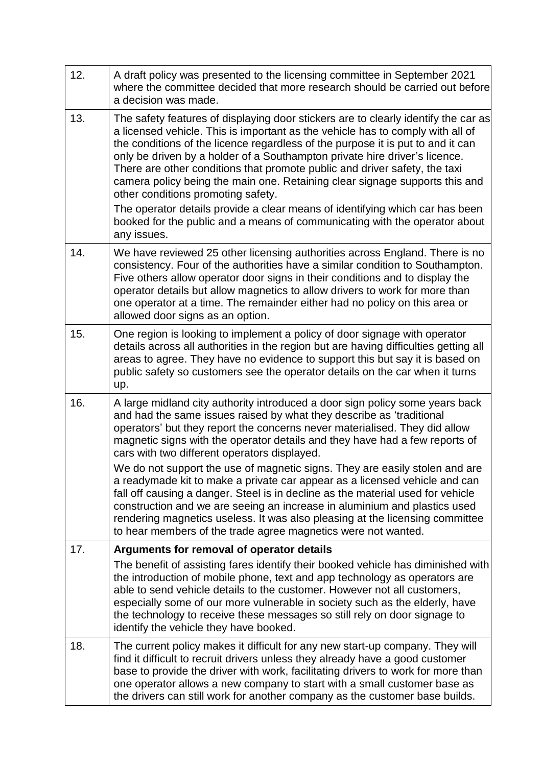| | |
|---|---|
| 12. | A draft policy was presented to the licensing committee in September 2021 where the committee decided that more research should be carried out before a decision was made. |
| 13. | The safety features of displaying door stickers are to clearly identify the car as a licensed vehicle. This is important as the vehicle has to comply with all of the conditions of the licence regardless of the purpose it is put to and it can only be driven by a holder of a Southampton private hire driver's licence. There are other conditions that promote public and driver safety, the taxi camera policy being the main one. Retaining clear signage supports this and other conditions promoting safety.<br><br>The operator details provide a clear means of identifying which car has been booked for the public and a means of communicating with the operator about any issues. |
| 14. | We have reviewed 25 other licensing authorities across England. There is no consistency. Four of the authorities have a similar condition to Southampton. Five others allow operator door signs in their conditions and to display the operator details but allow magnetics to allow drivers to work for more than one operator at a time. The remainder either had no policy on this area or allowed door signs as an option. |
| 15. | One region is looking to implement a policy of door signage with operator details across all authorities in the region but are having difficulties getting all areas to agree. They have no evidence to support this but say it is based on public safety so customers see the operator details on the car when it turns up. |
| 16. | A large midland city authority introduced a door sign policy some years back and had the same issues raised by what they describe as 'traditional operators' but they report the concerns never materialised. They did allow magnetic signs with the operator details and they have had a few reports of cars with two different operators displayed.<br><br>We do not support the use of magnetic signs. They are easily stolen and are a readymade kit to make a private car appear as a licensed vehicle and can fall off causing a danger. Steel is in decline as the material used for vehicle construction and we are seeing an increase in aluminium and plastics used rendering magnetics useless. It was also pleasing at the licensing committee to hear members of the trade agree magnetics were not wanted. |
| 17. | **Arguments for removal of operator details**<br><br>The benefit of assisting fares identify their booked vehicle has diminished with the introduction of mobile phone, text and app technology as operators are able to send vehicle details to the customer. However not all customers, especially some of our more vulnerable in society such as the elderly, have the technology to receive these messages so still rely on door signage to identify the vehicle they have booked. |
| 18. | The current policy makes it difficult for any new start-up company. They will find it difficult to recruit drivers unless they already have a good customer base to provide the driver with work, facilitating drivers to work for more than one operator allows a new company to start with a small customer base as the drivers can still work for another company as the customer base builds. |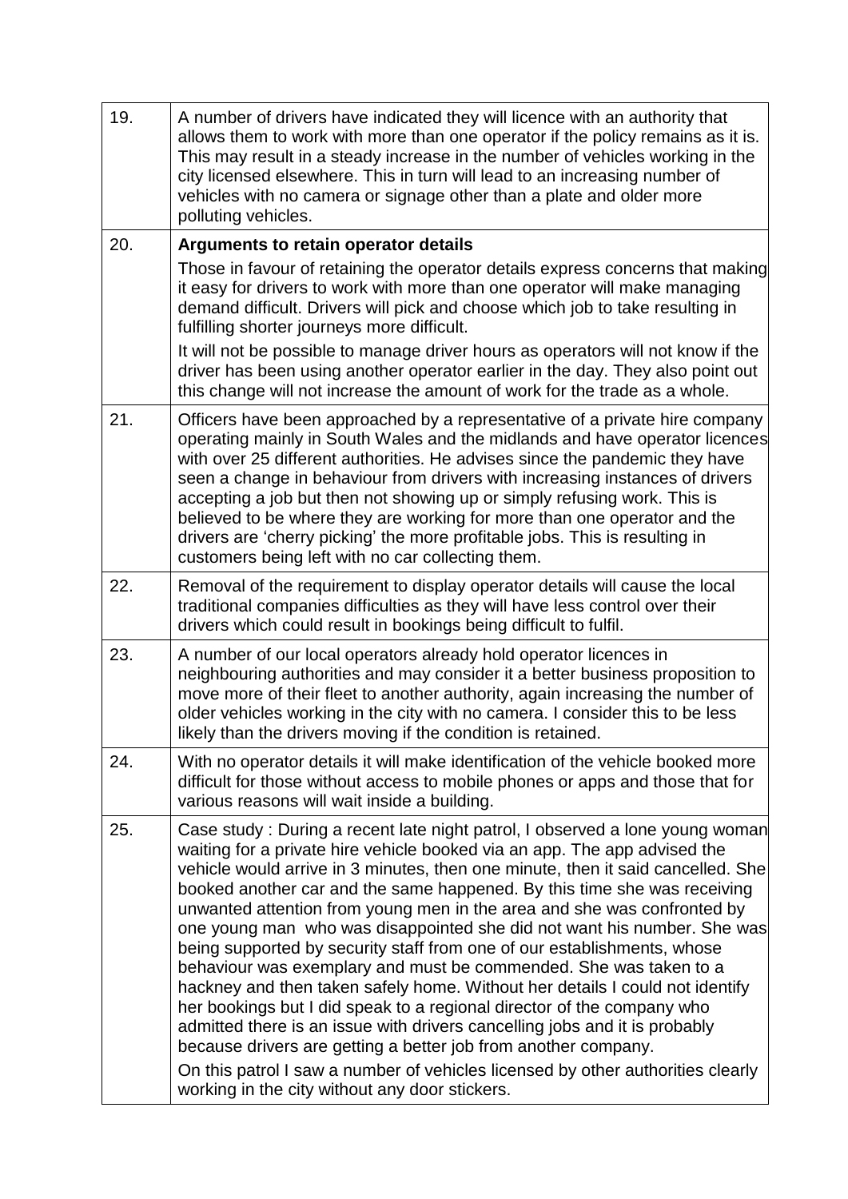| | |
|---|---|
| 19. | A number of drivers have indicated they will licence with an authority that allows them to work with more than one operator if the policy remains as it is. This may result in a steady increase in the number of vehicles working in the city licensed elsewhere. This in turn will lead to an increasing number of vehicles with no camera or signage other than a plate and older more polluting vehicles. |
| 20. | **Arguments to retain operator details**<br>Those in favour of retaining the operator details express concerns that making it easy for drivers to work with more than one operator will make managing demand difficult. Drivers will pick and choose which job to take resulting in fulfilling shorter journeys more difficult.<br>It will not be possible to manage driver hours as operators will not know if the driver has been using another operator earlier in the day. They also point out this change will not increase the amount of work for the trade as a whole. |
| 21. | Officers have been approached by a representative of a private hire company operating mainly in South Wales and the midlands and have operator licences with over 25 different authorities. He advises since the pandemic they have seen a change in behaviour from drivers with increasing instances of drivers accepting a job but then not showing up or simply refusing work. This is believed to be where they are working for more than one operator and the drivers are 'cherry picking' the more profitable jobs. This is resulting in customers being left with no car collecting them. |
| 22. | Removal of the requirement to display operator details will cause the local traditional companies difficulties as they will have less control over their drivers which could result in bookings being difficult to fulfil. |
| 23. | A number of our local operators already hold operator licences in neighbouring authorities and may consider it a better business proposition to move more of their fleet to another authority, again increasing the number of older vehicles working in the city with no camera. I consider this to be less likely than the drivers moving if the condition is retained. |
| 24. | With no operator details it will make identification of the vehicle booked more difficult for those without access to mobile phones or apps and those that for various reasons will wait inside a building. |
| 25. | Case study : During a recent late night patrol, I observed a lone young woman waiting for a private hire vehicle booked via an app. The app advised the vehicle would arrive in 3 minutes, then one minute, then it said cancelled. She booked another car and the same happened. By this time she was receiving unwanted attention from young men in the area and she was confronted by one young man who was disappointed she did not want his number. She was being supported by security staff from one of our establishments, whose behaviour was exemplary and must be commended. She was taken to a hackney and then taken safely home. Without her details I could not identify her bookings but I did speak to a regional director of the company who admitted there is an issue with drivers cancelling jobs and it is probably because drivers are getting a better job from another company.<br>On this patrol I saw a number of vehicles licensed by other authorities clearly working in the city without any door stickers. |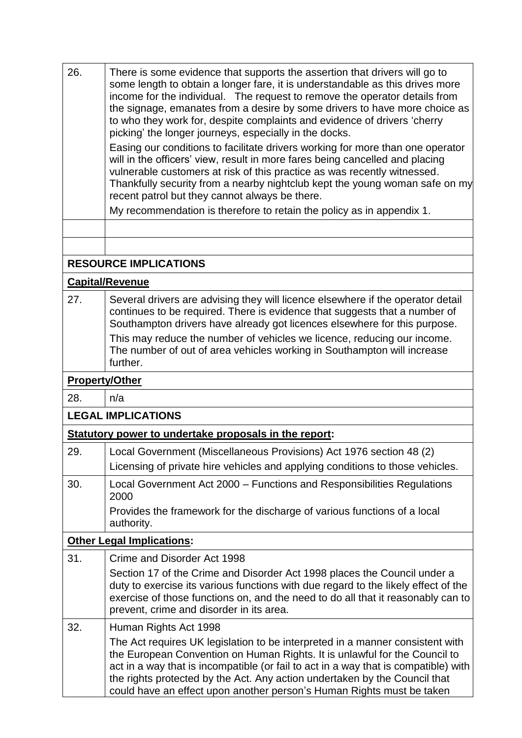| | |
|---|---|
| 26. | There is some evidence that supports the assertion that drivers will go to some length to obtain a longer fare, it is understandable as this drives more income for the individual. The request to remove the operator details from the signage, emanates from a desire by some drivers to have more choice as to who they work for, despite complaints and evidence of drivers 'cherry picking' the longer journeys, especially in the docks.<br>Easing our conditions to facilitate drivers working for more than one operator will in the officers' view, result in more fares being cancelled and placing vulnerable customers at risk of this practice as was recently witnessed. Thankfully security from a nearby nightclub kept the young woman safe on my recent patrol but they cannot always be there.<br>My recommendation is therefore to retain the policy as in appendix 1. |
| | |
| | |

**RESOURCE IMPLICATIONS**

**Capital/Revenue**

| | |
|---|---|
| 27. | Several drivers are advising they will licence elsewhere if the operator detail continues to be required. There is evidence that suggests that a number of Southampton drivers have already got licences elsewhere for this purpose.<br>This may reduce the number of vehicles we licence, reducing our income. The number of out of area vehicles working in Southampton will increase further. |

**Property/Other**

| | |
|---|---|
| 28. | n/a |

**LEGAL IMPLICATIONS**

**Statutory power to undertake proposals in the report:**

| | |
|---|---|
| 29. | Local Government (Miscellaneous Provisions) Act 1976 section 48 (2)<br>Licensing of private hire vehicles and applying conditions to those vehicles. |
| 30. | Local Government Act 2000 – Functions and Responsibilities Regulations 2000<br>Provides the framework for the discharge of various functions of a local authority. |

**Other Legal Implications:**

| | |
|---|---|
| 31. | Crime and Disorder Act 1998<br>Section 17 of the Crime and Disorder Act 1998 places the Council under a duty to exercise its various functions with due regard to the likely effect of the exercise of those functions on, and the need to do all that it reasonably can to prevent, crime and disorder in its area. |
| 32. | Human Rights Act 1998<br>The Act requires UK legislation to be interpreted in a manner consistent with the European Convention on Human Rights. It is unlawful for the Council to act in a way that is incompatible (or fail to act in a way that is compatible) with the rights protected by the Act. Any action undertaken by the Council that could have an effect upon another person's Human Rights must be taken |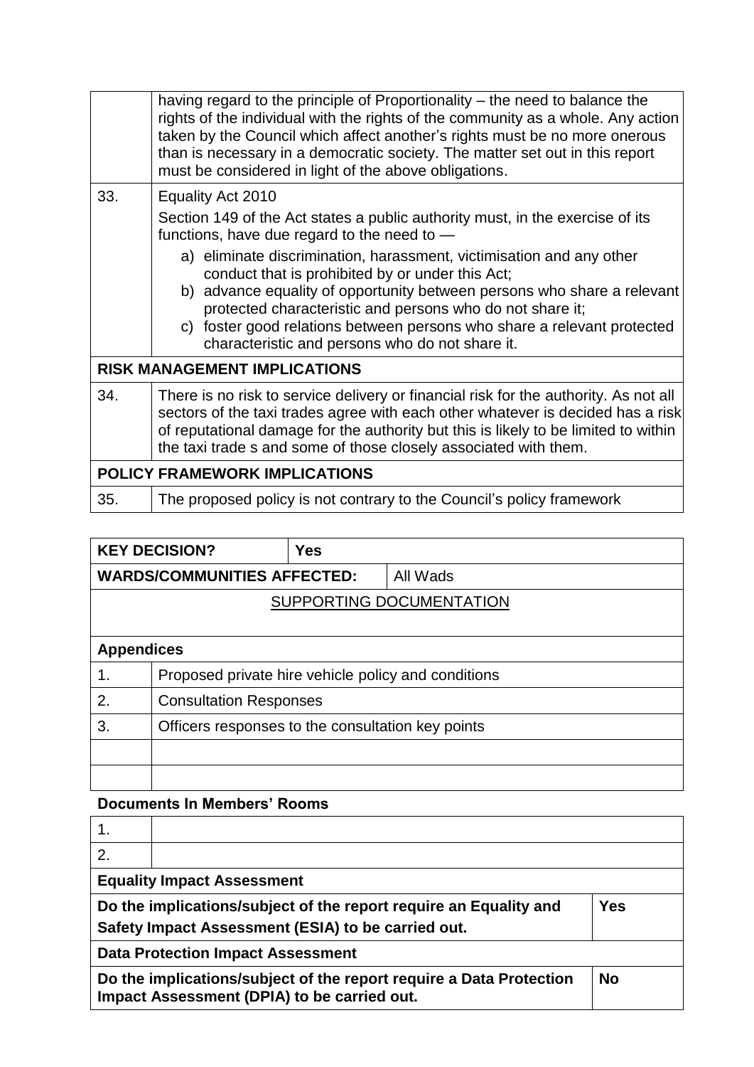|  |  |
|---|---|
|  | having regard to the principle of Proportionality – the need to balance the rights of the individual with the rights of the community as a whole. Any action taken by the Council which affect another's rights must be no more onerous than is necessary in a democratic society. The matter set out in this report must be considered in light of the above obligations. |
| 33. | Equality Act 2010<br><br>Section 149 of the Act states a public authority must, in the exercise of its functions, have due regard to the need to —<br><br>a) eliminate discrimination, harassment, victimisation and any other conduct that is prohibited by or under this Act;<br>b) advance equality of opportunity between persons who share a relevant protected characteristic and persons who do not share it;<br>c) foster good relations between persons who share a relevant protected characteristic and persons who do not share it. |
| **RISK MANAGEMENT IMPLICATIONS** | |
| 34. | There is no risk to service delivery or financial risk for the authority. As not all sectors of the taxi trades agree with each other whatever is decided has a risk of reputational damage for the authority but this is likely to be limited to within the taxi trade s and some of those closely associated with them. |
| **POLICY FRAMEWORK IMPLICATIONS** | |
| 35. | The proposed policy is not contrary to the Council's policy framework |

| **KEY DECISION?** | **Yes** | |
|---|---|---|
| **WARDS/COMMUNITIES AFFECTED:** | | All Wads |

SUPPORTING DOCUMENTATION

**Appendices**

|  |  |
|---|---|
| 1. | Proposed private hire vehicle policy and conditions |
| 2. | Consultation Responses |
| 3. | Officers responses to the consultation key points |
|  |  |
|  |  |

**Documents In Members' Rooms**

|  |  |
|---|---|
| 1. |  |
| 2. |  |

| **Equality Impact Assessment** | |
|---|---|
| **Do the implications/subject of the report require an Equality and Safety Impact Assessment (ESIA) to be carried out.** | **Yes** |
| **Data Protection Impact Assessment** | |
| **Do the implications/subject of the report require a Data Protection Impact Assessment (DPIA) to be carried out.** | **No** |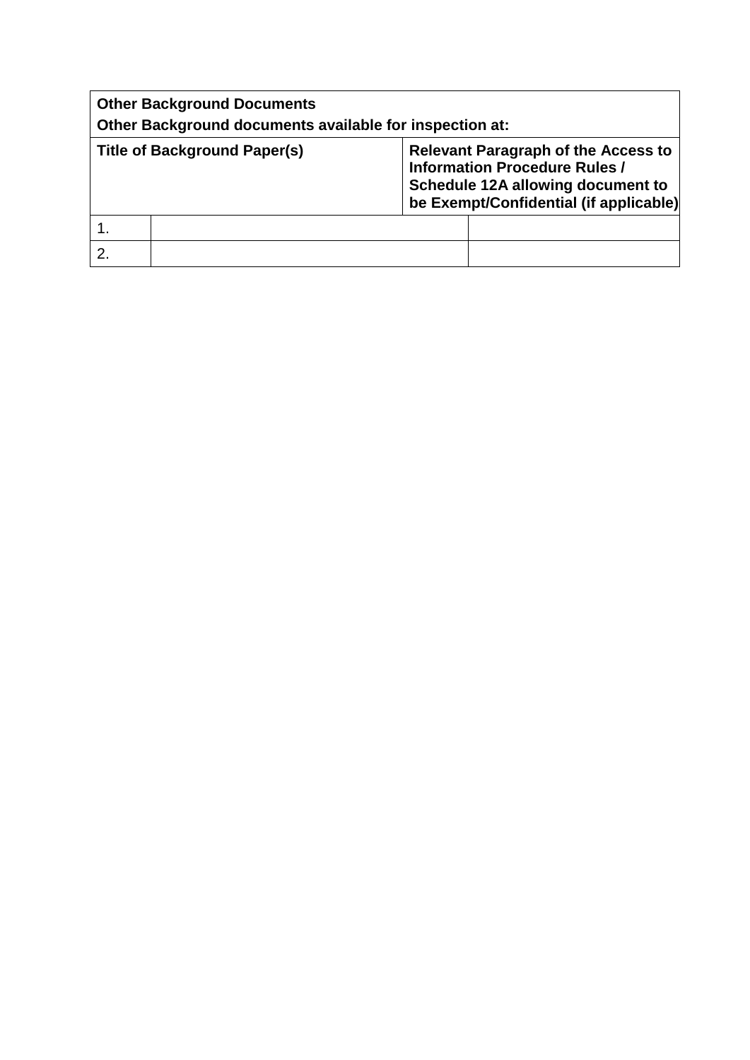| Other Background Documents<br>Other Background documents available for inspection at: | | |
|---|---|---|
| **Title of Background Paper(s)** | | **Relevant Paragraph of the Access to Information Procedure Rules / Schedule 12A allowing document to be Exempt/Confidential (if applicable)** |
| 1. | | |
| 2. | | |